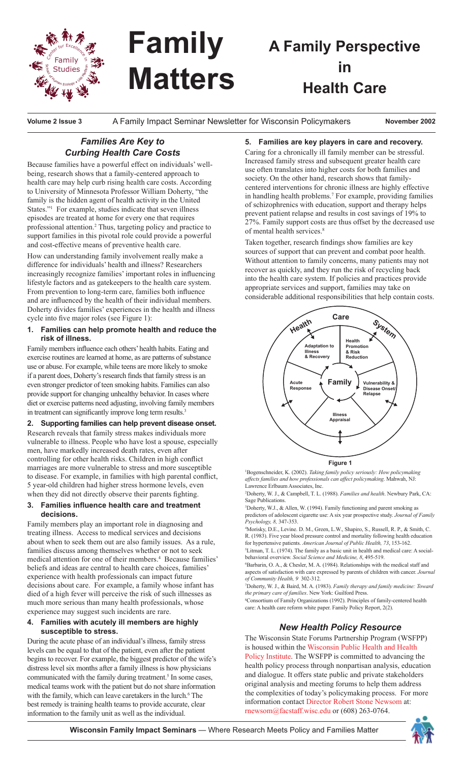# Family Matters

## A Family Perspective in Health Care

**Volume 2 Issue 3** A Family Impact Seminar Newsletter for Wisconsin Policymakers **November 2002**

## *Families Are Key to Curbing Health Care Costs*

Because families have a powerful effect on individuals' well-being, research shows that a family-centered approach to health care may help curb rising health care costs. According to University of Minnesota Professor William Doherty, "the family is the hidden agent of health activity in the United States."[1] For example, studies indicate that seven illness episodes are treated at home for every one that requires professional attention.[2] Thus, targeting policy and practice to support families in this pivotal role could provide a powerful and cost-effective means of preventive health care.

How can understanding family involvement really make a difference for individuals' health and illness? Researchers increasingly recognize families' important roles in influencing lifestyle factors and as gatekeepers to the health care system. From prevention to long-term care, families both influence and are influenced by the health of their individual members. Doherty divides families' experiences in the health and illness cycle into five major roles (see Figure 1):

**1. Families can help promote health and reduce the risk of illness.**

Family members influence each others' health habits. Eating and exercise routines are learned at home, as are patterns of substance use or abuse. For example, while teens are more likely to smoke if a parent does, Doherty's research finds that family stress is an even stronger predictor of teen smoking habits. Families can also provide support for changing unhealthy behavior. In cases where diet or exercise patterns need adjusting, involving family members in treatment can significantly improve long term results.[3]

**2. Supporting families can help prevent disease onset.**

Research reveals that family stress makes individuals more vulnerable to illness. People who have lost a spouse, especially men, have markedly increased death rates, even after controlling for other health risks. Children in high conflict marriages are more vulnerable to stress and more susceptible to disease. For example, in families with high parental conflict, 5 year-old children had higher stress hormone levels, even when they did not directly observe their parents fighting.

**3. Families influence health care and treatment decisions.**

Family members play an important role in diagnosing and treating illness. Access to medical services and decisions about when to seek them out are also family issues. As a rule, families discuss among themselves whether or not to seek medical attention for one of their members.[4] Because families' beliefs and ideas are central to health care choices, families' experience with health professionals can impact future decisions about care. For example, a family whose infant has died of a high fever will perceive the risk of such illnesses as much more serious than many health professionals, whose experience may suggest such incidents are rare.

**4. Families with acutely ill members are highly susceptible to stress.**

During the acute phase of an individual's illness, family stress levels can be equal to that of the patient, even after the patient begins to recover. For example, the biggest predictor of the wife's distress level six months after a family illness is how physicians communicated with the family during treatment.[5] In some cases, medical teams work with the patient but do not share information with the family, which can leave caretakers in the lurch.[6] The best remedy is training health teams to provide accurate, clear information to the family unit as well as the individual.

**5. Families are key players in care and recovery.**

Caring for a chronically ill family member can be stressful. Increased family stress and subsequent greater health care use often translates into higher costs for both families and society. On the other hand, research shows that family-centered interventions for chronic illness are highly effective in handling health problems.[7] For example, providing families of schizophrenics with education, support and therapy helps prevent patient relapse and results in cost savings of 19% to 27%. Family support costs are thus offset by the decreased use of mental health services.[8]

Taken together, research findings show families are key sources of support that can prevent and combat poor health. Without attention to family concerns, many patients may not recover as quickly, and they run the risk of recycling back into the health care system. If policies and practices provide appropriate services and support, families may take on considerable additional responsibilities that help contain costs.

Health Care System — Family: Health Promotion & Risk Reduction; Vulnerability & Disease Onset/Relapse; Illness Appraisal; Acute Response; Adaptation to Illness & Recovery

**Figure 1**

[1]Bogenschneider, K. (2002). *Taking family policy seriously: How policymaking affects families and how professionals can affect policymaking*. Mahwah, NJ: Lawrence Erlbaum Associates, Inc.

[2]Doherty, W. J., & Campbell, T. L. (1988). *Families and health*. Newbury Park, CA: Sage Publications.

[3]Doherty, W.J., & Allen, W. (1994). Family functioning and parent smoking as predictors of adolescent cigarette use: A six year prospective study. *Journal of Family Psychology, 8,* 347-353.

[4]Morisky, D.E., Levine. D. M., Green, L.W., Shapiro, S., Russell, R. P., & Smith, C. R. (1983). Five year blood pressure control and mortality following health education for hypertensive patients. *American Journal of Public Health, 73*, 153-162.

[5]Litman, T. L. (1974). The family as a basic unit in health and medical care: A social-behavioral overview. *Social Science and Medicine, 8*, 495-519.

[6]Barbarin, O. A., & Chesler, M. A. (1984). Relationships with the medical staff and aspects of satisfaction with care expressed by parents of children with cancer. *Journal of Community Health, 9* 302-312.

[7]Doherty, W. J., & Baird, M. A. (1983). *Family therapy and family medicine: Toward the primary care of families*. New York: Guilford Press.

[8]Consortium of Family Organizations (1992). Principles of family-centered health care: A health care reform white paper. Family Policy Report, 2(2).

## *New Health Policy Resource*

The Wisconsin State Forums Partnership Program (WSFPP) is housed within the Wisconsin Public Health and Health Policy Institute. The WSFPP is committed to advancing the health policy process through nonpartisan analysis, education and dialogue. It offers state public and private stakeholders original analysis and meeting forums to help them address the complexities of today's policymaking process. For more information contact Director Robert Stone Newsom at: rnewsom@facstaff.wisc.edu or (608) 263-0764.

**Wisconsin Family Impact Seminars** — Where Research Meets Policy and Families Matter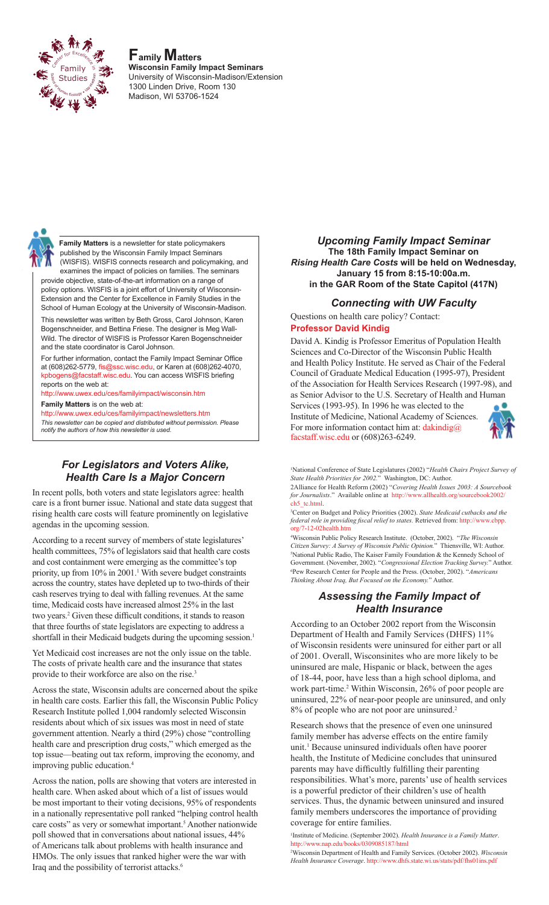# Family Matters

**Wisconsin Family Impact Seminars**
University of Wisconsin-Madison/Extension
1300 Linden Drive, Room 130
Madison, WI 53706-1524

**Family Matters** is a newsletter for state policymakers published by the Wisconsin Family Impact Seminars (WISFIS). WISFIS connects research and policymaking, and examines the impact of policies on families. The seminars provide objective, state-of-the-art information on a range of policy options. WISFIS is a joint effort of University of Wisconsin-Extension and the Center for Excellence in Family Studies in the School of Human Ecology at the University of Wisconsin-Madison.

This newsletter was written by Beth Gross, Carol Johnson, Karen Bogenschneider, and Bettina Friese. The designer is Meg Wall-Wild. The director of WISFIS is Professor Karen Bogenschneider and the state coordinator is Carol Johnson.

For further information, contact the Family Impact Seminar Office at (608)262-5779, fis@ssc.wisc.edu, or Karen at (608)262-4070, kpbogens@facstaff.wisc.edu. You can access WISFIS briefing reports on the web at:
http://www.uwex.edu/ces/familyimpact/wisconsin.htm

**Family Matters** is on the web at:
http://www.uwex.edu/ces/familyimpact/newsletters.htm

*This newsletter can be copied and distributed without permission. Please notify the authors of how this newsletter is used.*

## *For Legislators and Voters Alike, Health Care Is a Major Concern*

In recent polls, both voters and state legislators agree: health care is a front burner issue. National and state data suggest that rising health care costs will feature prominently on legislative agendas in the upcoming session.

According to a recent survey of members of state legislatures' health committees, 75% of legislators said that health care costs and cost containment were emerging as the committee's top priority, up from 10% in 2001.[1] With severe budget constraints across the country, states have depleted up to two-thirds of their cash reserves trying to deal with falling revenues. At the same time, Medicaid costs have increased almost 25% in the last two years.[2] Given these difficult conditions, it stands to reason that three fourths of state legislators are expecting to address a shortfall in their Medicaid budgets during the upcoming session.[1]

Yet Medicaid cost increases are not the only issue on the table. The costs of private health care and the insurance that states provide to their workforce are also on the rise.[3]

Across the state, Wisconsin adults are concerned about the spike in health care costs. Earlier this fall, the Wisconsin Public Policy Research Institute polled 1,004 randomly selected Wisconsin residents about which of six issues was most in need of state government attention. Nearly a third (29%) chose "controlling health care and prescription drug costs," which emerged as the top issue—beating out tax reform, improving the economy, and improving public education.[4]

Across the nation, polls are showing that voters are interested in health care. When asked about which of a list of issues would be most important to their voting decisions, 95% of respondents in a nationally representative poll ranked "helping control health care costs" as very or somewhat important.[5] Another nationwide poll showed that in conversations about national issues, 44% of Americans talk about problems with health insurance and HMOs. The only issues that ranked higher were the war with Iraq and the possibility of terrorist attacks.[6]

[1]National Conference of State Legislatures (2002) "*Health Chairs Project Survey of State Health Priorities for 2002.*" Washington, DC: Author.
2Alliance for Health Reform (2002) "*Covering Health Issues 2003: A Sourcebook for Journalists*." Available online at http://www.allhealth.org/sourcebook2002/ch5_tc.html.
[3]Center on Budget and Policy Priorities (2002). *State Medicaid cutbacks and the federal role in providing fiscal relief to states.* Retrieved from: http://www.cbpp.org/7-12-02health.htm
[4]Wisconsin Public Policy Research Institute. (October, 2002). "*The Wisconsin Citizen Survey: A Survey of Wisconsin Public Opinion.*" Thiensville, WI: Author.
[5]National Public Radio, The Kaiser Family Foundation & the Kennedy School of Government. (November, 2002). "*Congressional Election Tracking Survey.*" Author.
[6]Pew Research Center for People and the Press. (October, 2002). "*Americans Thinking About Iraq, But Focused on the Economy.*" Author.

## *Upcoming Family Impact Seminar*

**The 18th Family Impact Seminar on *Rising Health Care Costs* will be held on Wednesday, January 15 from 8:15-10:00a.m. in the GAR Room of the State Capitol (417N)**

## *Connecting with UW Faculty*

Questions on health care policy? Contact:
**Professor David Kindig**

David A. Kindig is Professor Emeritus of Population Health Sciences and Co-Director of the Wisconsin Public Health and Health Policy Institute. He served as Chair of the Federal Council of Graduate Medical Education (1995-97), President of the Association for Health Services Research (1997-98), and as Senior Advisor to the U.S. Secretary of Health and Human Services (1993-95). In 1996 he was elected to the Institute of Medicine, National Academy of Sciences. For more information contact him at: dakindig@facstaff.wisc.edu or (608)263-6249.

## *Assessing the Family Impact of Health Insurance*

According to an October 2002 report from the Wisconsin Department of Health and Family Services (DHFS) 11% of Wisconsin residents were uninsured for either part or all of 2001. Overall, Wisconsinites who are more likely to be uninsured are male, Hispanic or black, between the ages of 18-44, poor, have less than a high school diploma, and work part-time.[2] Within Wisconsin, 26% of poor people are uninsured, 22% of near-poor people are uninsured, and only 8% of people who are not poor are uninsured.[2]

Research shows that the presence of even one uninsured family member has adverse effects on the entire family unit.[1] Because uninsured individuals often have poorer health, the Institute of Medicine concludes that uninsured parents may have difficultly fulfilling their parenting responsibilities. What's more, parents' use of health services is a powerful predictor of their children's use of health services. Thus, the dynamic between uninsured and insured family members underscores the importance of providing coverage for entire families.

[1]Institute of Medicine. (September 2002). *Health Insurance is a Family Matter*. http://www.nap.edu/books/0309085187/html
[2]Wisconsin Department of Health and Family Services. (October 2002). *Wisconsin Health Insurance Coverage*. http://www.dhfs.state.wi.us/stats/pdf/fhs01ins.pdf